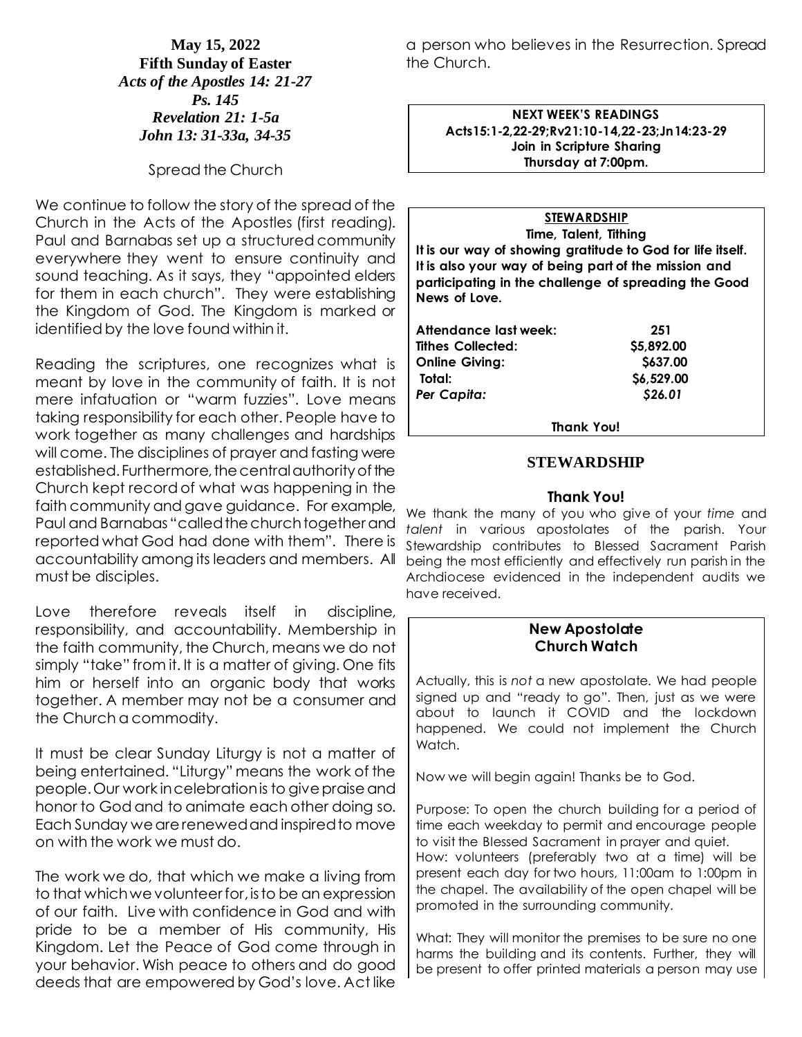**May 15, 2022**
**Fifth Sunday of Easter**
***Acts of the Apostles 14: 21-27***
***Ps. 145***
***Revelation 21: 1-5a***
***John 13: 31-33a, 34-35***

Spread the Church

We continue to follow the story of the spread of the Church in the Acts of the Apostles (first reading). Paul and Barnabas set up a structured community everywhere they went to ensure continuity and sound teaching. As it says, they "appointed elders for them in each church". They were establishing the Kingdom of God. The Kingdom is marked or identified by the love found within it.

Reading the scriptures, one recognizes what is meant by love in the community of faith. It is not mere infatuation or "warm fuzzies". Love means taking responsibility for each other. People have to work together as many challenges and hardships will come. The disciplines of prayer and fasting were established. Furthermore, the central authority of the Church kept record of what was happening in the faith community and gave guidance. For example, Paul and Barnabas "called the church together and reported what God had done with them". There is accountability among its leaders and members. All must be disciples.

Love therefore reveals itself in discipline, responsibility, and accountability. Membership in the faith community, the Church, means we do not simply "take" from it. It is a matter of giving. One fits him or herself into an organic body that works together. A member may not be a consumer and the Church a commodity.

It must be clear Sunday Liturgy is not a matter of being entertained. "Liturgy" means the work of the people. Our work in celebration is to give praise and honor to God and to animate each other doing so. Each Sunday we are renewed and inspired to move on with the work we must do.

The work we do, that which we make a living from to that which we volunteer for, is to be an expression of our faith. Live with confidence in God and with pride to be a member of His community, His Kingdom. Let the Peace of God come through in your behavior. Wish peace to others and do good deeds that are empowered by God's love. Act like a person who believes in the Resurrection. Spread the Church.

**NEXT WEEK'S READINGS**
**Acts15:1-2,22-29;Rv21:10-14,22-23;Jn14:23-29**
**Join in Scripture Sharing**
**Thursday at 7:00pm.**

**STEWARDSHIP**
**Time, Talent, Tithing**
**It is our way of showing gratitude to God for life itself. It is also your way of being part of the mission and participating in the challenge of spreading the Good News of Love.**

| | |
|---|---|
| **Attendance last week:** | **251** |
| **Tithes Collected:** | **$5,892.00** |
| **Online Giving:** | **$637.00** |
| **Total:** | **$6,529.00** |
| ***Per Capita:*** | ***$26.01*** |

**Thank You!**

## STEWARDSHIP

### Thank You!

We thank the many of you who give of your *time* and *talent* in various apostolates of the parish. Your Stewardship contributes to Blessed Sacrament Parish being the most efficiently and effectively run parish in the Archdiocese evidenced in the independent audits we have received.

### New Apostolate
### Church Watch

Actually, this is *not* a new apostolate. We had people signed up and "ready to go". Then, just as we were about to launch it COVID and the lockdown happened. We could not implement the Church Watch.

Now we will begin again! Thanks be to God.

Purpose: To open the church building for a period of time each weekday to permit and encourage people to visit the Blessed Sacrament in prayer and quiet.
How: volunteers (preferably two at a time) will be present each day for two hours, 11:00am to 1:00pm in the chapel. The availability of the open chapel will be promoted in the surrounding community.

What: They will monitor the premises to be sure no one harms the building and its contents. Further, they will be present to offer printed materials a person may use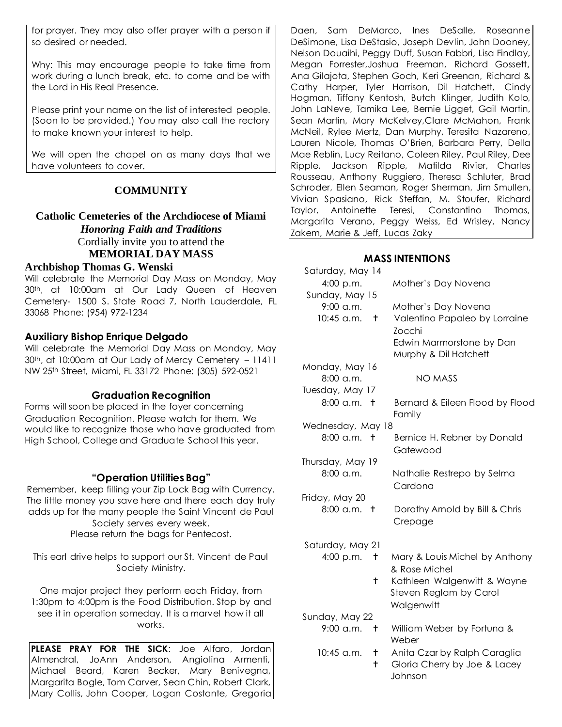for prayer. They may also offer prayer with a person if so desired or needed.

Why: This may encourage people to take time from work during a lunch break, etc. to come and be with the Lord in His Real Presence.

Please print your name on the list of interested people. (Soon to be provided.) You may also call the rectory to make known your interest to help.

We will open the chapel on as many days that we have volunteers to cover.

## COMMUNITY

### Catholic Cemeteries of the Archdiocese of Miami

***Honoring Faith and Traditions***

Cordially invite you to attend the

**MEMORIAL DAY MASS**

**Archbishop Thomas G. Wenski**

Will celebrate the Memorial Day Mass on Monday, May 30th, at 10:00am at Our Lady Queen of Heaven Cemetery- 1500 S. State Road 7, North Lauderdale, FL 33068 Phone: (954) 972-1234

**Auxiliary Bishop Enrique Delgado**

Will celebrate the Memorial Day Mass on Monday, May 30th, at 10:00am at Our Lady of Mercy Cemetery – 11411 NW 25th Street, Miami, FL 33172 Phone: (305) 592-0521

### Graduation Recognition

Forms will soon be placed in the foyer concerning Graduation Recognition. Please watch for them. We would like to recognize those who have graduated from High School, College and Graduate School this year.

### "Operation Utilities Bag"

Remember, keep filling your Zip Lock Bag with Currency. The little money you save here and there each day truly adds up for the many people the Saint Vincent de Paul Society serves every week.

Please return the bags for Pentecost.

This earl drive helps to support our St. Vincent de Paul Society Ministry.

One major project they perform each Friday, from 1:30pm to 4:00pm is the Food Distribution. Stop by and see it in operation someday. It is a marvel how it all works.

**PLEASE PRAY FOR THE SICK**: Joe Alfaro, Jordan Almendral, JoAnn Anderson, Angiolina Armenti, Michael Beard, Karen Becker, Mary Benivegna, Margarita Bogle, Tom Carver, Sean Chin, Robert Clark, Mary Collis, John Cooper, Logan Costante, Gregoria Daen, Sam DeMarco, Ines DeSalle, Roseanne DeSimone, Lisa DeStasio, Joseph Devlin, John Dooney, Nelson Douaihi, Peggy Duff, Susan Fabbri, Lisa Findlay, Megan Forrester,Joshua Freeman, Richard Gossett, Ana Gilajota, Stephen Goch, Keri Greenan, Richard & Cathy Harper, Tyler Harrison, Dil Hatchett, Cindy Hogman, Tiffany Kentosh, Butch Klinger, Judith Kolo, John LaNeve, Tamika Lee, Bernie Ligget, Gail Martin, Sean Martin, Mary McKelvey,Clare McMahon, Frank McNeil, Rylee Mertz, Dan Murphy, Teresita Nazareno, Lauren Nicole, Thomas O'Brien, Barbara Perry, Della Mae Reblin, Lucy Reitano, Coleen Riley, Paul Riley, Dee Ripple, Jackson Ripple, Matilda Rivier, Charles Rousseau, Anthony Ruggiero, Theresa Schluter, Brad Schroder, Ellen Seaman, Roger Sherman, Jim Smullen, Vivian Spasiano, Rick Steffan, M. Stoufer, Richard Taylor, Antoinette Teresi, Constantino Thomas, Margarita Verano, Peggy Weiss, Ed Wrisley, Nancy Zakem, Marie & Jeff, Lucas Zaky

### MASS INTENTIONS

Saturday, May 14
- 4:00 p.m. — Mother's Day Novena

Sunday, May 15
- 9:00 a.m. — Mother's Day Novena
- 10:45 a.m. † — Valentino Papaleo by Lorraine Zocchi
  - Edwin Marmorstone by Dan Murphy & Dil Hatchett

Monday, May 16
- 8:00 a.m. — NO MASS

Tuesday, May 17
- 8:00 a.m. † — Bernard & Eileen Flood by Flood Family

Wednesday, May 18
- 8:00 a.m. † — Bernice H. Rebner by Donald Gatewood

Thursday, May 19
- 8:00 a.m. — Nathalie Restrepo by Selma Cardona

Friday, May 20
- 8:00 a.m. † — Dorothy Arnold by Bill & Chris Crepage

Saturday, May 21
- 4:00 p.m. † — Mary & Louis Michel by Anthony & Rose Michel
  - † Kathleen Walgenwitt & Wayne Steven Reglam by Carol Walgenwitt

Sunday, May 22
- 9:00 a.m. † — William Weber by Fortuna & Weber
- 10:45 a.m. † — Anita Czar by Ralph Caraglia
  - † Gloria Cherry by Joe & Lacey Johnson